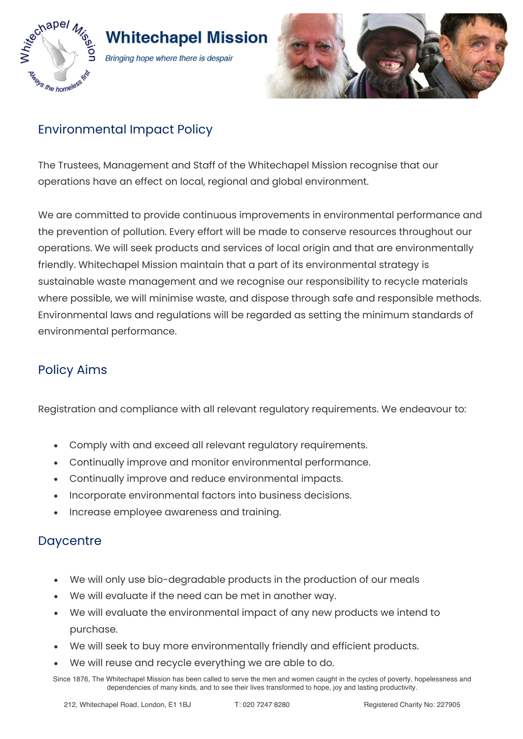# Whitechapel Mission

*Bringing hope where there is despair*

## Environmental Impact Policy

The Trustees, Management and Staff of the Whitechapel Mission recognise that our operations have an effect on local, regional and global environment.

We are committed to provide continuous improvements in environmental performance and the prevention of pollution. Every effort will be made to conserve resources throughout our operations. We will seek products and services of local origin and that are environmentally friendly. Whitechapel Mission maintain that a part of its environmental strategy is sustainable waste management and we recognise our responsibility to recycle materials where possible, we will minimise waste, and dispose through safe and responsible methods. Environmental laws and regulations will be regarded as setting the minimum standards of environmental performance.

## Policy Aims

Registration and compliance with all relevant regulatory requirements. We endeavour to:

- Comply with and exceed all relevant regulatory requirements.
- Continually improve and monitor environmental performance.
- Continually improve and reduce environmental impacts.
- Incorporate environmental factors into business decisions.
- Increase employee awareness and training.

## Daycentre

- We will only use bio-degradable products in the production of our meals
- We will evaluate if the need can be met in another way.
- We will evaluate the environmental impact of any new products we intend to purchase.
- We will seek to buy more environmentally friendly and efficient products.
- We will reuse and recycle everything we are able to do.

Since 1876, The Whitechapel Mission has been called to serve the men and women caught in the cycles of poverty, hopelessness and dependencies of many kinds, and to see their lives transformed to hope, joy and lasting productivity.

212, Whitechapel Road, London, E1 1BJ T: 020 7247 8280 Registered Charity No: 227905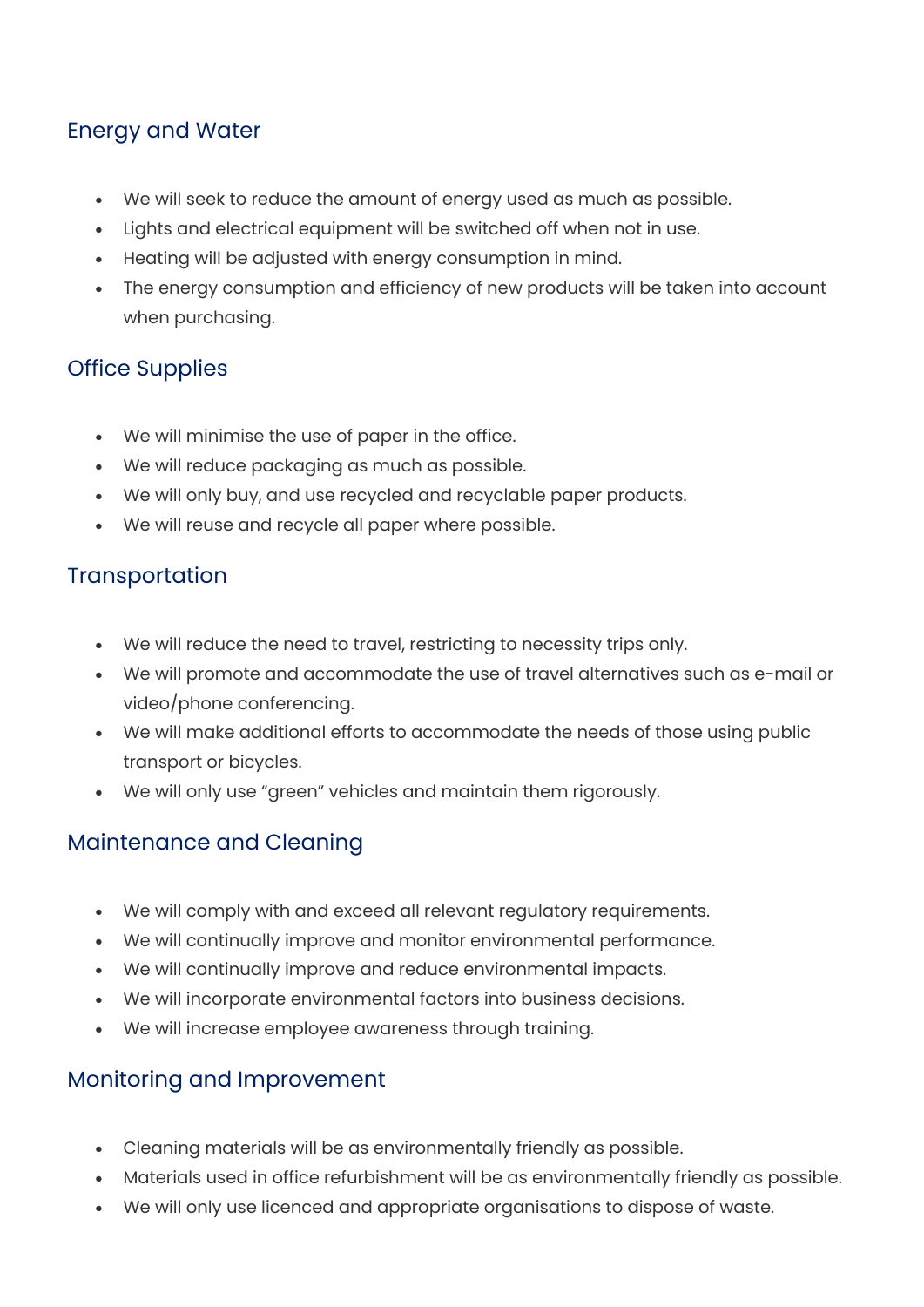## Energy and Water

- We will seek to reduce the amount of energy used as much as possible.
- Lights and electrical equipment will be switched off when not in use.
- Heating will be adjusted with energy consumption in mind.
- The energy consumption and efficiency of new products will be taken into account when purchasing.

## Office Supplies

- We will minimise the use of paper in the office.
- We will reduce packaging as much as possible.
- We will only buy, and use recycled and recyclable paper products.
- We will reuse and recycle all paper where possible.

## Transportation

- We will reduce the need to travel, restricting to necessity trips only.
- We will promote and accommodate the use of travel alternatives such as e-mail or video/phone conferencing.
- We will make additional efforts to accommodate the needs of those using public transport or bicycles.
- We will only use "green" vehicles and maintain them rigorously.

## Maintenance and Cleaning

- We will comply with and exceed all relevant regulatory requirements.
- We will continually improve and monitor environmental performance.
- We will continually improve and reduce environmental impacts.
- We will incorporate environmental factors into business decisions.
- We will increase employee awareness through training.

## Monitoring and Improvement

- Cleaning materials will be as environmentally friendly as possible.
- Materials used in office refurbishment will be as environmentally friendly as possible.
- We will only use licenced and appropriate organisations to dispose of waste.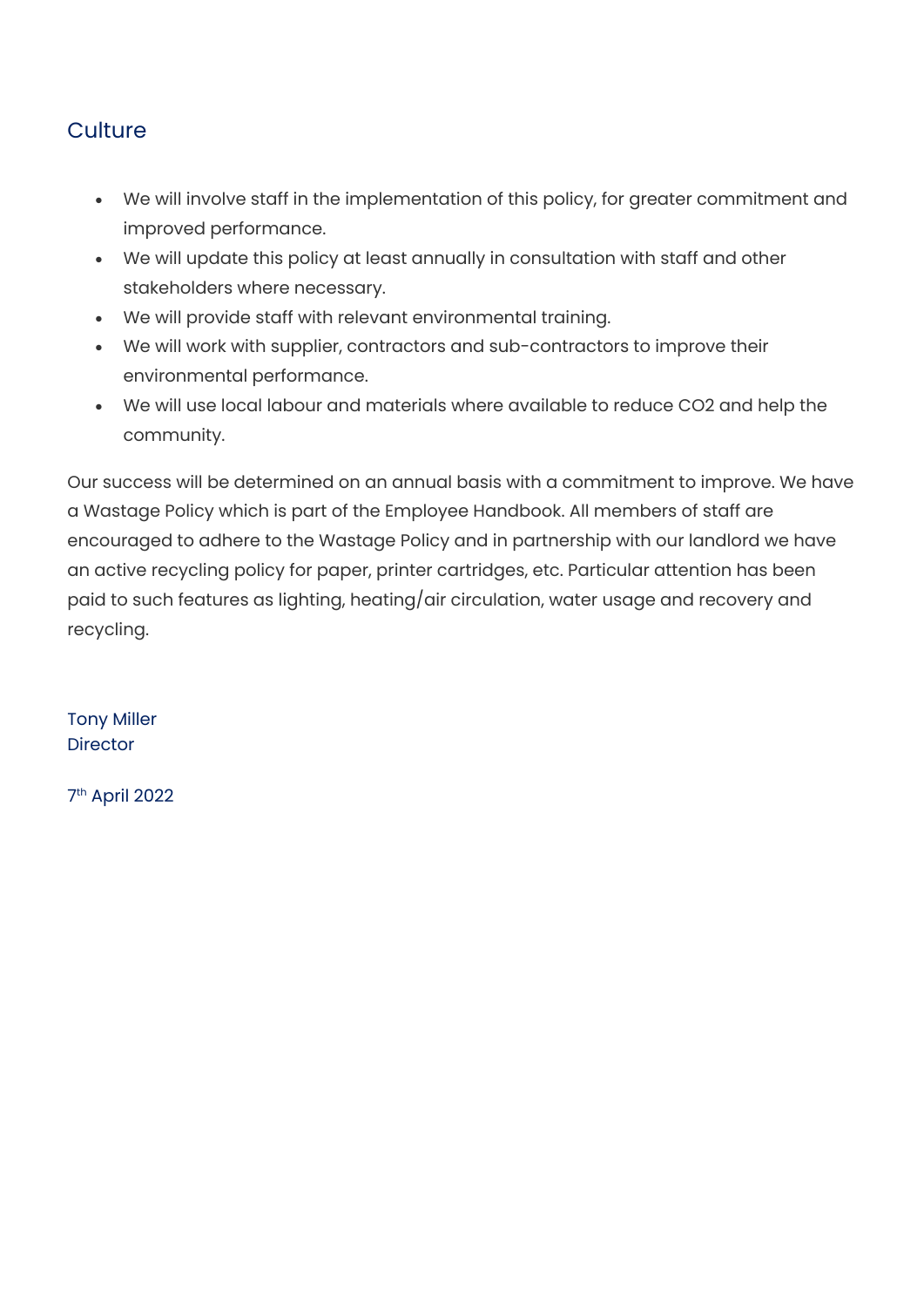## Culture

- We will involve staff in the implementation of this policy, for greater commitment and improved performance.
- We will update this policy at least annually in consultation with staff and other stakeholders where necessary.
- We will provide staff with relevant environmental training.
- We will work with supplier, contractors and sub-contractors to improve their environmental performance.
- We will use local labour and materials where available to reduce CO2 and help the community.

Our success will be determined on an annual basis with a commitment to improve. We have a Wastage Policy which is part of the Employee Handbook. All members of staff are encouraged to adhere to the Wastage Policy and in partnership with our landlord we have an active recycling policy for paper, printer cartridges, etc. Particular attention has been paid to such features as lighting, heating/air circulation, water usage and recovery and recycling.

Tony Miller
Director

7th April 2022